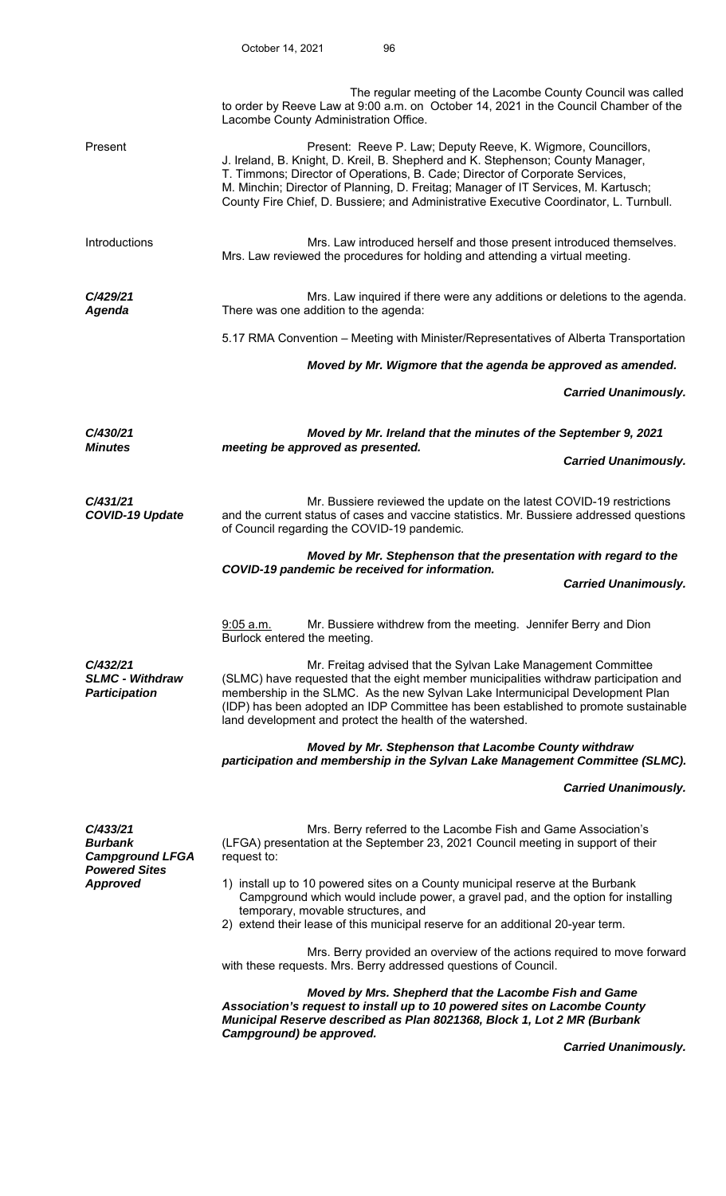The regular meeting of the Lacombe County Council was called to order by Reeve Law at 9:00 a.m. on October 14, 2021 in the Council Chamber of the Lacombe County Administration Office.

**Present**

Present: Reeve P. Law; Deputy Reeve, K. Wigmore, Councillors, J. Ireland, B. Knight, D. Kreil, B. Shepherd and K. Stephenson; County Manager, T. Timmons; Director of Operations, B. Cade; Director of Corporate Services, M. Minchin; Director of Planning, D. Freitag; Manager of IT Services, M. Kartusch; County Fire Chief, D. Bussiere; and Administrative Executive Coordinator, L. Turnbull.

**Introductions**

Mrs. Law introduced herself and those present introduced themselves. Mrs. Law reviewed the procedures for holding and attending a virtual meeting.

***C/429/21 Agenda***

Mrs. Law inquired if there were any additions or deletions to the agenda. There was one addition to the agenda:

5.17 RMA Convention – Meeting with Minister/Representatives of Alberta Transportation

***Moved by Mr. Wigmore that the agenda be approved as amended.***

***Carried Unanimously.***

***C/430/21 Minutes***

***Moved by Mr. Ireland that the minutes of the September 9, 2021 meeting be approved as presented.***

***Carried Unanimously.***

***C/431/21 COVID-19 Update***

Mr. Bussiere reviewed the update on the latest COVID-19 restrictions and the current status of cases and vaccine statistics. Mr. Bussiere addressed questions of Council regarding the COVID-19 pandemic.

***Moved by Mr. Stephenson that the presentation with regard to the COVID-19 pandemic be received for information.***

***Carried Unanimously.***

<u>9:05 a.m.</u> Mr. Bussiere withdrew from the meeting. Jennifer Berry and Dion Burlock entered the meeting.

***C/432/21 SLMC - Withdraw Participation***

Mr. Freitag advised that the Sylvan Lake Management Committee (SLMC) have requested that the eight member municipalities withdraw participation and membership in the SLMC. As the new Sylvan Lake Intermunicipal Development Plan (IDP) has been adopted an IDP Committee has been established to promote sustainable land development and protect the health of the watershed.

***Moved by Mr. Stephenson that Lacombe County withdraw participation and membership in the Sylvan Lake Management Committee (SLMC).***

***Carried Unanimously.***

***C/433/21 Burbank Campground LFGA Powered Sites Approved***

Mrs. Berry referred to the Lacombe Fish and Game Association's (LFGA) presentation at the September 23, 2021 Council meeting in support of their request to:

1) install up to 10 powered sites on a County municipal reserve at the Burbank Campground which would include power, a gravel pad, and the option for installing temporary, movable structures, and
2) extend their lease of this municipal reserve for an additional 20-year term.

Mrs. Berry provided an overview of the actions required to move forward with these requests. Mrs. Berry addressed questions of Council.

***Moved by Mrs. Shepherd that the Lacombe Fish and Game Association's request to install up to 10 powered sites on Lacombe County Municipal Reserve described as Plan 8021368, Block 1, Lot 2 MR (Burbank Campground) be approved.***

***Carried Unanimously.***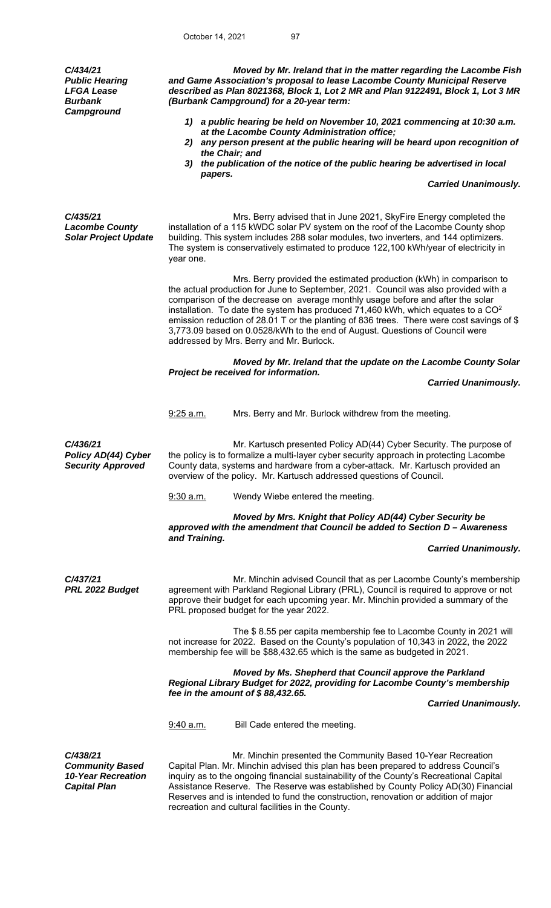***C/434/21***
***Public Hearing***
***LFGA Lease***
***Burbank Campground***

***Moved by Mr. Ireland that in the matter regarding the Lacombe Fish and Game Association's proposal to lease Lacombe County Municipal Reserve described as Plan 8021368, Block 1, Lot 2 MR and Plan 9122491, Block 1, Lot 3 MR (Burbank Campground) for a 20-year term:***

1) ***a public hearing be held on November 10, 2021 commencing at 10:30 a.m. at the Lacombe County Administration office;***
2) ***any person present at the public hearing will be heard upon recognition of the Chair; and***
3) ***the publication of the notice of the public hearing be advertised in local papers.***

***Carried Unanimously.***

***C/435/21***
***Lacombe County Solar Project Update***

Mrs. Berry advised that in June 2021, SkyFire Energy completed the installation of a 115 kWDC solar PV system on the roof of the Lacombe County shop building. This system includes 288 solar modules, two inverters, and 144 optimizers. The system is conservatively estimated to produce 122,100 kWh/year of electricity in year one.

Mrs. Berry provided the estimated production (kWh) in comparison to the actual production for June to September, 2021. Council was also provided with a comparison of the decrease on average monthly usage before and after the solar installation. To date the system has produced 71,460 kWh, which equates to a $CO^2$ emission reduction of 28.01 T or the planting of 836 trees. There were cost savings of $ 3,773.09 based on 0.0528/kWh to the end of August. Questions of Council were addressed by Mrs. Berry and Mr. Burlock.

***Moved by Mr. Ireland that the update on the Lacombe County Solar Project be received for information.***

***Carried Unanimously.***

9:25 a.m. Mrs. Berry and Mr. Burlock withdrew from the meeting.

***C/436/21***
***Policy AD(44) Cyber Security Approved***

Mr. Kartusch presented Policy AD(44) Cyber Security. The purpose of the policy is to formalize a multi-layer cyber security approach in protecting Lacombe County data, systems and hardware from a cyber-attack. Mr. Kartusch provided an overview of the policy. Mr. Kartusch addressed questions of Council.

9:30 a.m. Wendy Wiebe entered the meeting.

***Moved by Mrs. Knight that Policy AD(44) Cyber Security be approved with the amendment that Council be added to Section D – Awareness and Training.***

***Carried Unanimously.***

***C/437/21***
***PRL 2022 Budget***

Mr. Minchin advised Council that as per Lacombe County's membership agreement with Parkland Regional Library (PRL), Council is required to approve or not approve their budget for each upcoming year. Mr. Minchin provided a summary of the PRL proposed budget for the year 2022.

The $ 8.55 per capita membership fee to Lacombe County in 2021 will not increase for 2022. Based on the County's population of 10,343 in 2022, the 2022 membership fee will be $88,432.65 which is the same as budgeted in 2021.

***Moved by Ms. Shepherd that Council approve the Parkland Regional Library Budget for 2022, providing for Lacombe County's membership fee in the amount of $ 88,432.65.***

***Carried Unanimously.***

9:40 a.m. Bill Cade entered the meeting.

***C/438/21***
***Community Based 10-Year Recreation Capital Plan***

Mr. Minchin presented the Community Based 10-Year Recreation Capital Plan. Mr. Minchin advised this plan has been prepared to address Council's inquiry as to the ongoing financial sustainability of the County's Recreational Capital Assistance Reserve. The Reserve was established by County Policy AD(30) Financial Reserves and is intended to fund the construction, renovation or addition of major recreation and cultural facilities in the County.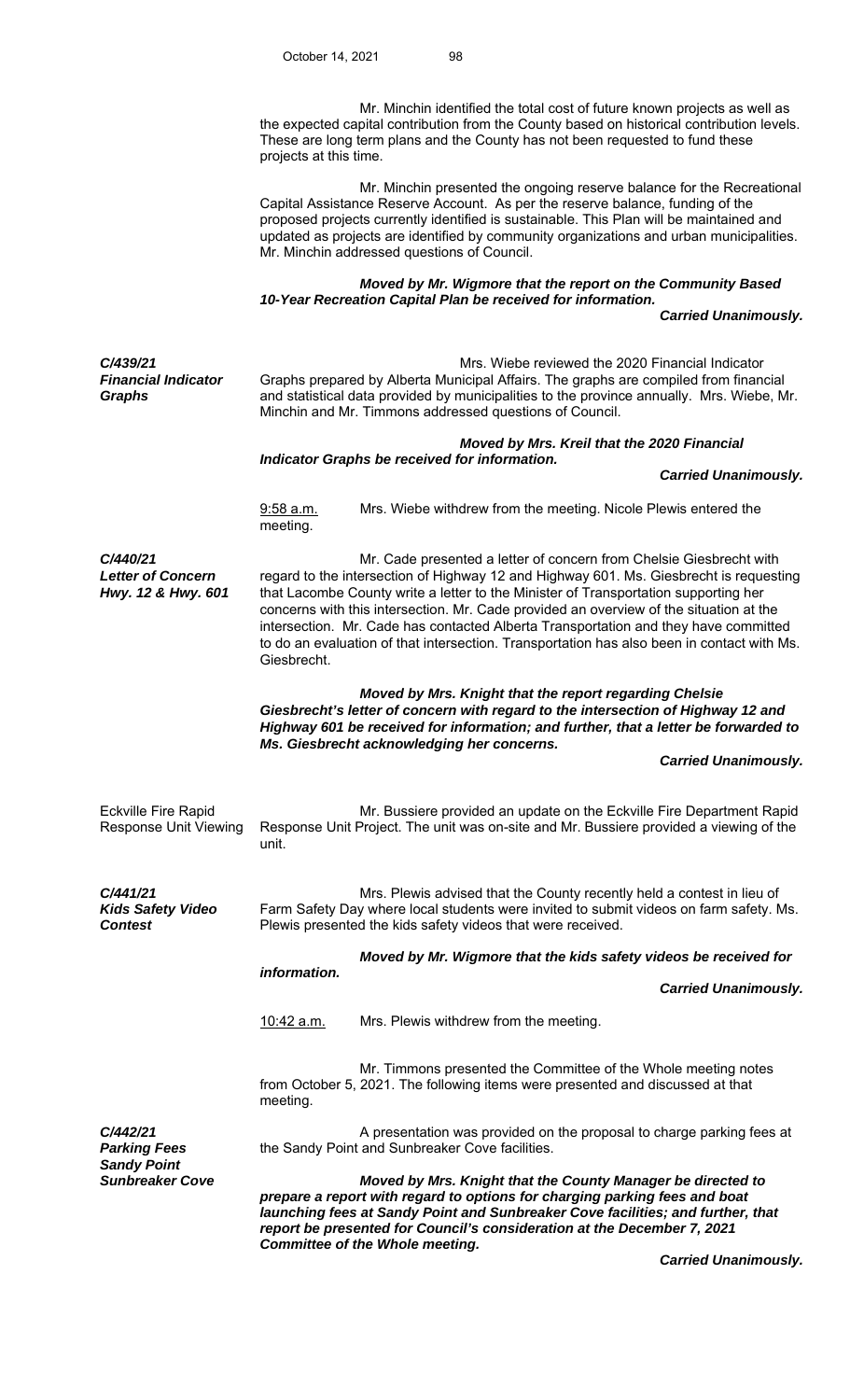Mr. Minchin identified the total cost of future known projects as well as the expected capital contribution from the County based on historical contribution levels. These are long term plans and the County has not been requested to fund these projects at this time.

Mr. Minchin presented the ongoing reserve balance for the Recreational Capital Assistance Reserve Account. As per the reserve balance, funding of the proposed projects currently identified is sustainable. This Plan will be maintained and updated as projects are identified by community organizations and urban municipalities. Mr. Minchin addressed questions of Council.

***Moved by Mr. Wigmore that the report on the Community Based 10-Year Recreation Capital Plan be received for information.***

***Carried Unanimously.***

***C/439/21***
***Financial Indicator Graphs***

Mrs. Wiebe reviewed the 2020 Financial Indicator Graphs prepared by Alberta Municipal Affairs. The graphs are compiled from financial and statistical data provided by municipalities to the province annually. Mrs. Wiebe, Mr. Minchin and Mr. Timmons addressed questions of Council.

***Moved by Mrs. Kreil that the 2020 Financial Indicator Graphs be received for information.***

***Carried Unanimously.***

9:58 a.m. Mrs. Wiebe withdrew from the meeting. Nicole Plewis entered the meeting.

***C/440/21***
***Letter of Concern Hwy. 12 & Hwy. 601***

Mr. Cade presented a letter of concern from Chelsie Giesbrecht with regard to the intersection of Highway 12 and Highway 601. Ms. Giesbrecht is requesting that Lacombe County write a letter to the Minister of Transportation supporting her concerns with this intersection. Mr. Cade provided an overview of the situation at the intersection. Mr. Cade has contacted Alberta Transportation and they have committed to do an evaluation of that intersection. Transportation has also been in contact with Ms. Giesbrecht.

***Moved by Mrs. Knight that the report regarding Chelsie Giesbrecht's letter of concern with regard to the intersection of Highway 12 and Highway 601 be received for information; and further, that a letter be forwarded to Ms. Giesbrecht acknowledging her concerns.***

***Carried Unanimously.***

Eckville Fire Rapid Response Unit Viewing

Mr. Bussiere provided an update on the Eckville Fire Department Rapid Response Unit Project. The unit was on-site and Mr. Bussiere provided a viewing of the unit.

***C/441/21***
***Kids Safety Video Contest***

Mrs. Plewis advised that the County recently held a contest in lieu of Farm Safety Day where local students were invited to submit videos on farm safety. Ms. Plewis presented the kids safety videos that were received.

***Moved by Mr. Wigmore that the kids safety videos be received for information.***

***Carried Unanimously.***

10:42 a.m. Mrs. Plewis withdrew from the meeting.

Mr. Timmons presented the Committee of the Whole meeting notes from October 5, 2021. The following items were presented and discussed at that meeting.

***C/442/21***
***Parking Fees Sandy Point Sunbreaker Cove***

A presentation was provided on the proposal to charge parking fees at the Sandy Point and Sunbreaker Cove facilities.

***Moved by Mrs. Knight that the County Manager be directed to prepare a report with regard to options for charging parking fees and boat launching fees at Sandy Point and Sunbreaker Cove facilities; and further, that report be presented for Council's consideration at the December 7, 2021 Committee of the Whole meeting.***

***Carried Unanimously.***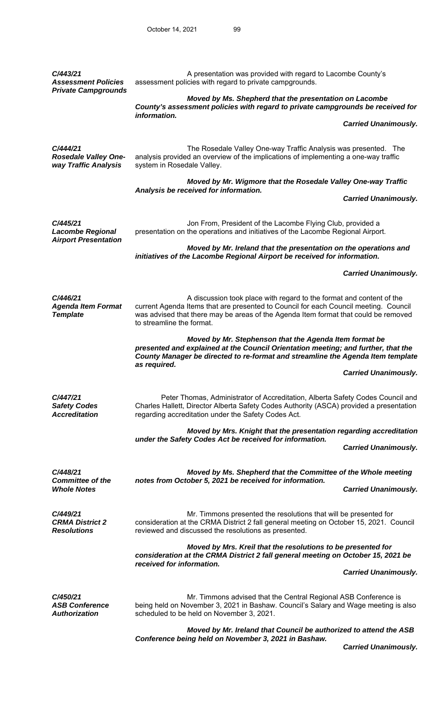***C/443/21***
***Assessment Policies Private Campgrounds***

A presentation was provided with regard to Lacombe County's assessment policies with regard to private campgrounds.

***Moved by Ms. Shepherd that the presentation on Lacombe County's assessment policies with regard to private campgrounds be received for information.***

***Carried Unanimously.***

***C/444/21***
***Rosedale Valley One-way Traffic Analysis***

The Rosedale Valley One-way Traffic Analysis was presented. The analysis provided an overview of the implications of implementing a one-way traffic system in Rosedale Valley.

***Moved by Mr. Wigmore that the Rosedale Valley One-way Traffic Analysis be received for information.***

***Carried Unanimously.***

***C/445/21***
***Lacombe Regional Airport Presentation***

Jon From, President of the Lacombe Flying Club, provided a presentation on the operations and initiatives of the Lacombe Regional Airport.

***Moved by Mr. Ireland that the presentation on the operations and initiatives of the Lacombe Regional Airport be received for information.***

***Carried Unanimously.***

***C/446/21***
***Agenda Item Format Template***

A discussion took place with regard to the format and content of the current Agenda Items that are presented to Council for each Council meeting. Council was advised that there may be areas of the Agenda Item format that could be removed to streamline the format.

***Moved by Mr. Stephenson that the Agenda Item format be presented and explained at the Council Orientation meeting; and further, that the County Manager be directed to re-format and streamline the Agenda Item template as required.***

***Carried Unanimously.***

***C/447/21***
***Safety Codes Accreditation***

Peter Thomas, Administrator of Accreditation, Alberta Safety Codes Council and Charles Hallett, Director Alberta Safety Codes Authority (ASCA) provided a presentation regarding accreditation under the Safety Codes Act.

***Moved by Mrs. Knight that the presentation regarding accreditation under the Safety Codes Act be received for information.***

***Carried Unanimously.***

***C/448/21***
***Committee of the Whole Notes***

***Moved by Ms. Shepherd that the Committee of the Whole meeting notes from October 5, 2021 be received for information.***

***Carried Unanimously.***

***C/449/21***
***CRMA District 2 Resolutions***

Mr. Timmons presented the resolutions that will be presented for consideration at the CRMA District 2 fall general meeting on October 15, 2021. Council reviewed and discussed the resolutions as presented.

***Moved by Mrs. Kreil that the resolutions to be presented for consideration at the CRMA District 2 fall general meeting on October 15, 2021 be received for information.***

***Carried Unanimously.***

***C/450/21***
***ASB Conference Authorization***

Mr. Timmons advised that the Central Regional ASB Conference is being held on November 3, 2021 in Bashaw. Council's Salary and Wage meeting is also scheduled to be held on November 3, 2021.

***Moved by Mr. Ireland that Council be authorized to attend the ASB Conference being held on November 3, 2021 in Bashaw.***

***Carried Unanimously.***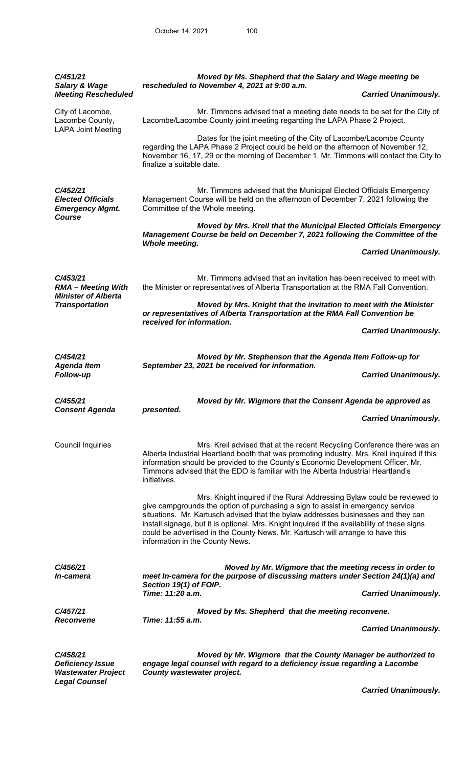***C/451/21***
***Salary & Wage Meeting Rescheduled***

***Moved by Ms. Shepherd that the Salary and Wage meeting be rescheduled to November 4, 2021 at 9:00 a.m.***

***Carried Unanimously.***

City of Lacombe, Lacombe County, LAPA Joint Meeting

Mr. Timmons advised that a meeting date needs to be set for the City of Lacombe/Lacombe County joint meeting regarding the LAPA Phase 2 Project.

Dates for the joint meeting of the City of Lacombe/Lacombe County regarding the LAPA Phase 2 Project could be held on the afternoon of November 12, November 16, 17, 29 or the morning of December 1. Mr. Timmons will contact the City to finalize a suitable date.

***C/452/21***
***Elected Officials Emergency Mgmt. Course***

Mr. Timmons advised that the Municipal Elected Officials Emergency Management Course will be held on the afternoon of December 7, 2021 following the Committee of the Whole meeting.

***Moved by Mrs. Kreil that the Municipal Elected Officials Emergency Management Course be held on December 7, 2021 following the Committee of the Whole meeting.***

***Carried Unanimously.***

***C/453/21***
***RMA – Meeting With Minister of Alberta Transportation***

Mr. Timmons advised that an invitation has been received to meet with the Minister or representatives of Alberta Transportation at the RMA Fall Convention.

***Moved by Mrs. Knight that the invitation to meet with the Minister or representatives of Alberta Transportation at the RMA Fall Convention be received for information.***

***Carried Unanimously.***

***C/454/21***
***Agenda Item Follow-up***

***Moved by Mr. Stephenson that the Agenda Item Follow-up for September 23, 2021 be received for information.***

***Carried Unanimously.***

***C/455/21***
***Consent Agenda***

***Moved by Mr. Wigmore that the Consent Agenda be approved as presented.***

***Carried Unanimously.***

Council Inquiries

Mrs. Kreil advised that at the recent Recycling Conference there was an Alberta Industrial Heartland booth that was promoting industry. Mrs. Kreil inquired if this information should be provided to the County's Economic Development Officer. Mr. Timmons advised that the EDO is familiar with the Alberta Industrial Heartland's initiatives.

Mrs. Knight inquired if the Rural Addressing Bylaw could be reviewed to give campgrounds the option of purchasing a sign to assist in emergency service situations. Mr. Kartusch advised that the bylaw addresses businesses and they can install signage, but it is optional. Mrs. Knight inquired if the availability of these signs could be advertised in the County News. Mr. Kartusch will arrange to have this information in the County News.

***C/456/21***
***In-camera***

***Moved by Mr. Wigmore that the meeting recess in order to meet In-camera for the purpose of discussing matters under Section 24(1)(a) and Section 19(1) of FOIP.***
***Time: 11:20 a.m.***

***Carried Unanimously.***

***C/457/21***
***Reconvene***

***Moved by Ms. Shepherd that the meeting reconvene.***
***Time: 11:55 a.m.***

***Carried Unanimously.***

***C/458/21***
***Deficiency Issue Wastewater Project Legal Counsel***

***Moved by Mr. Wigmore that the County Manager be authorized to engage legal counsel with regard to a deficiency issue regarding a Lacombe County wastewater project.***

***Carried Unanimously.***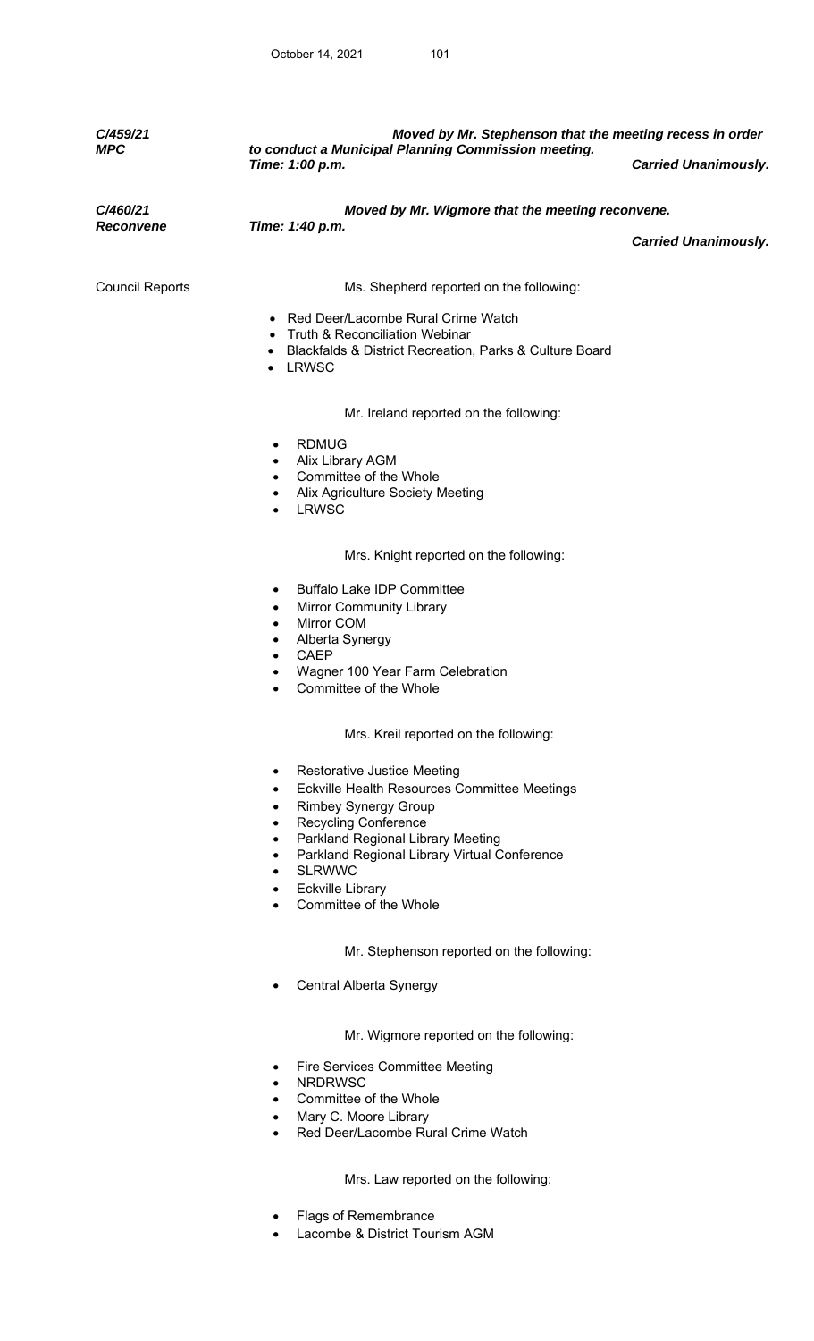***C/459/21***
***MPC***

***Moved by Mr. Stephenson that the meeting recess in order to conduct a Municipal Planning Commission meeting.***
***Time: 1:00 p.m.*** ***Carried Unanimously.***

***C/460/21***
***Reconvene***

***Moved by Mr. Wigmore that the meeting reconvene.***
***Time: 1:40 p.m.***
***Carried Unanimously.***

Council Reports

Ms. Shepherd reported on the following:

- Red Deer/Lacombe Rural Crime Watch
- Truth & Reconciliation Webinar
- Blackfalds & District Recreation, Parks & Culture Board
- LRWSC

Mr. Ireland reported on the following:

- RDMUG
- Alix Library AGM
- Committee of the Whole
- Alix Agriculture Society Meeting
- LRWSC

Mrs. Knight reported on the following:

- Buffalo Lake IDP Committee
- Mirror Community Library
- Mirror COM
- Alberta Synergy
- CAEP
- Wagner 100 Year Farm Celebration
- Committee of the Whole

Mrs. Kreil reported on the following:

- Restorative Justice Meeting
- Eckville Health Resources Committee Meetings
- Rimbey Synergy Group
- Recycling Conference
- Parkland Regional Library Meeting
- Parkland Regional Library Virtual Conference
- SLRWWC
- Eckville Library
- Committee of the Whole

Mr. Stephenson reported on the following:

- Central Alberta Synergy

Mr. Wigmore reported on the following:

- Fire Services Committee Meeting
- NRDRWSC
- Committee of the Whole
- Mary C. Moore Library
- Red Deer/Lacombe Rural Crime Watch

Mrs. Law reported on the following:

- Flags of Remembrance
- Lacombe & District Tourism AGM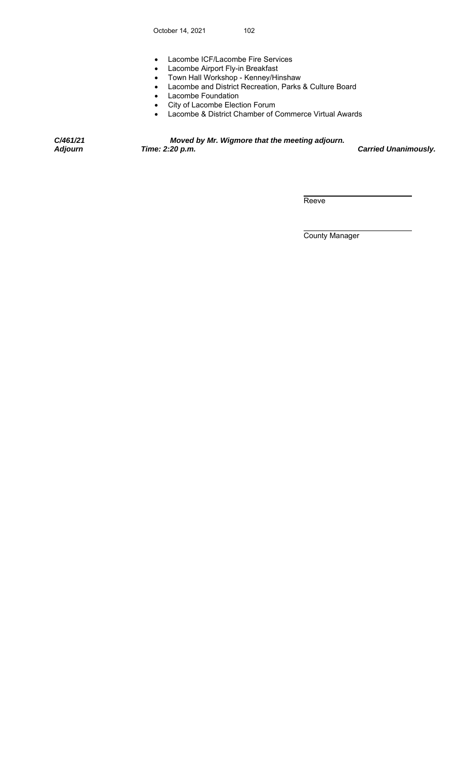- Lacombe ICF/Lacombe Fire Services
- Lacombe Airport Fly-in Breakfast
- Town Hall Workshop - Kenney/Hinshaw
- Lacombe and District Recreation, Parks & Culture Board
- Lacombe Foundation
- City of Lacombe Election Forum
- Lacombe & District Chamber of Commerce Virtual Awards

***C/461/21*** ***Moved by Mr. Wigmore that the meeting adjourn.***
***Adjourn*** ***Time: 2:20 p.m.*** ***Carried Unanimously.***

Reeve

County Manager